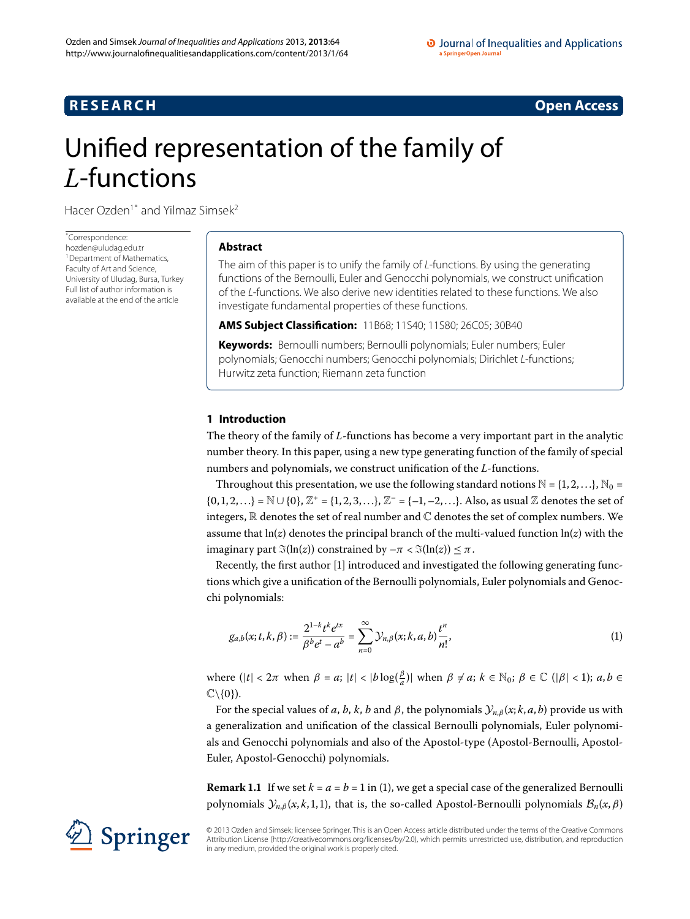**RESEARCH** **Open Access**

# Unified representation of the family of *L*-functions

Hacer Ozden[1*] and Yilmaz Simsek[2]

*Correspondence: hozden@uludag.edu.tr
[1]Department of Mathematics, Faculty of Art and Science, University of Uludag, Bursa, Turkey
Full list of author information is available at the end of the article

## Abstract

The aim of this paper is to unify the family of *L*-functions. By using the generating functions of the Bernoulli, Euler and Genocchi polynomials, we construct unification of the *L*-functions. We also derive new identities related to these functions. We also investigate fundamental properties of these functions.

**AMS Subject Classification:** 11B68; 11S40; 11S80; 26C05; 30B40

**Keywords:** Bernoulli numbers; Bernoulli polynomials; Euler numbers; Euler polynomials; Genocchi numbers; Genocchi polynomials; Dirichlet *L*-functions; Hurwitz zeta function; Riemann zeta function

## 1 Introduction

The theory of the family of *L*-functions has become a very important part in the analytic number theory. In this paper, using a new type generating function of the family of special numbers and polynomials, we construct unification of the *L*-functions.

Throughout this presentation, we use the following standard notions $\mathbb{N} = \{1, 2, \ldots\}$, $\mathbb{N}_0 = \{0, 1, 2, \ldots\} = \mathbb{N} \cup \{0\}$, $\mathbb{Z}^+ = \{1, 2, 3, \ldots\}$, $\mathbb{Z}^- = \{-1, -2, \ldots\}$. Also, as usual $\mathbb{Z}$ denotes the set of integers, $\mathbb{R}$ denotes the set of real number and $\mathbb{C}$ denotes the set of complex numbers. We assume that $\ln(z)$ denotes the principal branch of the multi-valued function $\ln(z)$ with the imaginary part $\Im(\ln(z))$ constrained by $-\pi < \Im(\ln(z)) \leq \pi$.

Recently, the first author [1] introduced and investigated the following generating functions which give a unification of the Bernoulli polynomials, Euler polynomials and Genocchi polynomials:

$$g_{a,b}(x;t,k,\beta) := \frac{2^{1-k}t^k e^{tx}}{\beta^b e^t - a^b} = \sum_{n=0}^{\infty} \mathcal{Y}_{n,\beta}(x;k,a,b)\frac{t^n}{n!}, \tag{1}$$

where ($|t| < 2\pi$ when $\beta = a$; $|t| < |b\log(\frac{\beta}{a})|$ when $\beta \neq a$; $k \in \mathbb{N}_0$; $\beta \in \mathbb{C}$ ($|\beta| < 1$); $a, b \in \mathbb{C}\backslash\{0\}$).

For the special values of $a$, $b$, $k$, $b$ and $\beta$, the polynomials $\mathcal{Y}_{n,\beta}(x;k,a,b)$ provide us with a generalization and unification of the classical Bernoulli polynomials, Euler polynomials and Genocchi polynomials and also of the Apostol-type (Apostol-Bernoulli, Apostol-Euler, Apostol-Genocchi) polynomials.

**Remark 1.1** If we set $k = a = b = 1$ in (1), we get a special case of the generalized Bernoulli polynomials $\mathcal{Y}_{n,\beta}(x,k,1,1)$, that is, the so-called Apostol-Bernoulli polynomials $\mathcal{B}_n(x,\beta)$

© 2013 Ozden and Simsek; licensee Springer. This is an Open Access article distributed under the terms of the Creative Commons Attribution License (http://creativecommons.org/licenses/by/2.0), which permits unrestricted use, distribution, and reproduction in any medium, provided the original work is properly cited.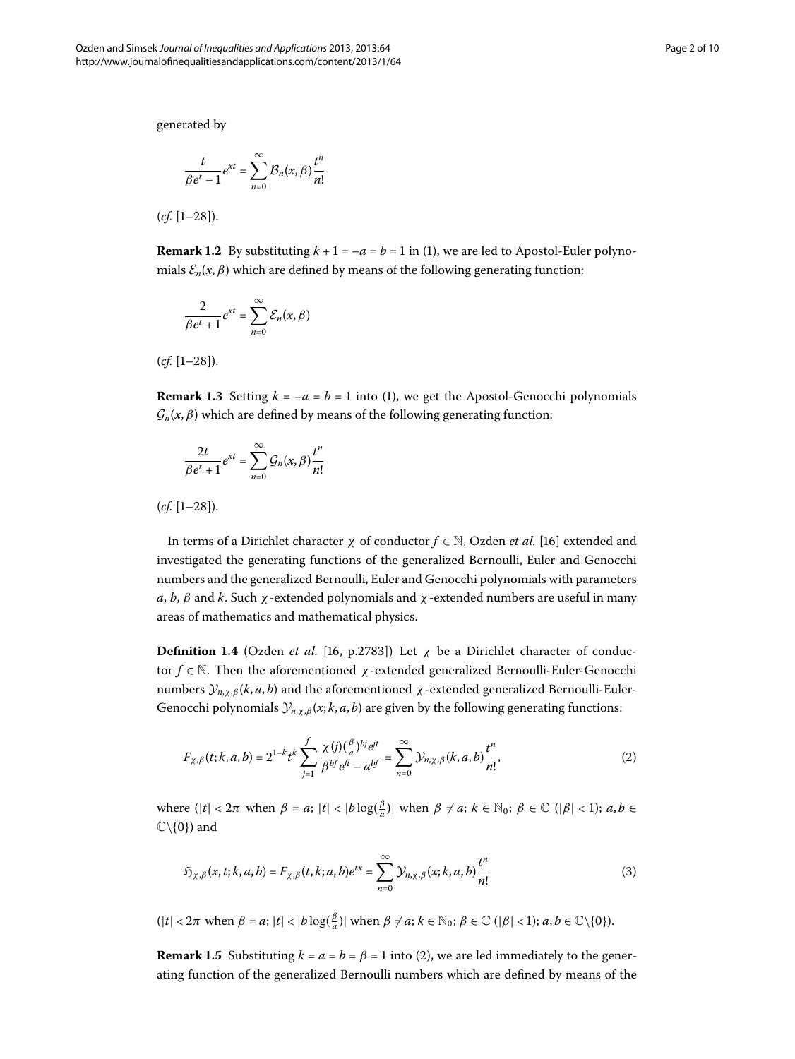generated by

$$\frac{t}{\beta e^t - 1} e^{xt} = \sum_{n=0}^{\infty} \mathcal{B}_n(x, \beta) \frac{t^n}{n!}$$

(*cf.* [1–28]).

**Remark 1.2** By substituting $k + 1 = -a = b = 1$ in (1), we are led to Apostol-Euler polynomials $\mathcal{E}_n(x, \beta)$ which are defined by means of the following generating function:

$$\frac{2}{\beta e^t + 1} e^{xt} = \sum_{n=0}^{\infty} \mathcal{E}_n(x, \beta)$$

(*cf.* [1–28]).

**Remark 1.3** Setting $k = -a = b = 1$ into (1), we get the Apostol-Genocchi polynomials $\mathcal{G}_n(x, \beta)$ which are defined by means of the following generating function:

$$\frac{2t}{\beta e^t + 1} e^{xt} = \sum_{n=0}^{\infty} \mathcal{G}_n(x, \beta) \frac{t^n}{n!}$$

(*cf.* [1–28]).

In terms of a Dirichlet character $\chi$ of conductor $f \in \mathbb{N}$, Ozden *et al.* [16] extended and investigated the generating functions of the generalized Bernoulli, Euler and Genocchi numbers and the generalized Bernoulli, Euler and Genocchi polynomials with parameters $a$, $b$, $\beta$ and $k$. Such $\chi$-extended polynomials and $\chi$-extended numbers are useful in many areas of mathematics and mathematical physics.

**Definition 1.4** (Ozden *et al.* [16, p.2783]) Let $\chi$ be a Dirichlet character of conductor $f \in \mathbb{N}$. Then the aforementioned $\chi$-extended generalized Bernoulli-Euler-Genocchi numbers $\mathcal{Y}_{n,\chi,\beta}(k, a, b)$ and the aforementioned $\chi$-extended generalized Bernoulli-Euler-Genocchi polynomials $\mathcal{Y}_{n,\chi,\beta}(x; k, a, b)$ are given by the following generating functions:

$$F_{\chi,\beta}(t; k, a, b) = 2^{1-k} t^k \sum_{j=1}^{f} \frac{\chi(j) (\frac{\beta}{a})^{bj} e^{jt}}{\beta^{bf} e^{ft} - a^{bf}} = \sum_{n=0}^{\infty} \mathcal{Y}_{n,\chi,\beta}(k, a, b) \frac{t^n}{n!}, \tag{2}$$

where ($|t| < 2\pi$ when $\beta = a$; $|t| < |b \log(\frac{\beta}{a})|$ when $\beta \neq a$; $k \in \mathbb{N}_0$; $\beta \in \mathbb{C}$ ($|\beta| < 1$); $a, b \in \mathbb{C} \backslash \{0\}$) and

$$\mathfrak{H}_{\chi,\beta}(x, t; k, a, b) = F_{\chi,\beta}(t, k; a, b) e^{tx} = \sum_{n=0}^{\infty} \mathcal{Y}_{n,\chi,\beta}(x; k, a, b) \frac{t^n}{n!} \tag{3}$$

($|t| < 2\pi$ when $\beta = a$; $|t| < |b \log(\frac{\beta}{a})|$ when $\beta \neq a$; $k \in \mathbb{N}_0$; $\beta \in \mathbb{C}$ ($|\beta| < 1$); $a, b \in \mathbb{C} \backslash \{0\}$).

**Remark 1.5** Substituting $k = a = b = \beta = 1$ into (2), we are led immediately to the generating function of the generalized Bernoulli numbers which are defined by means of the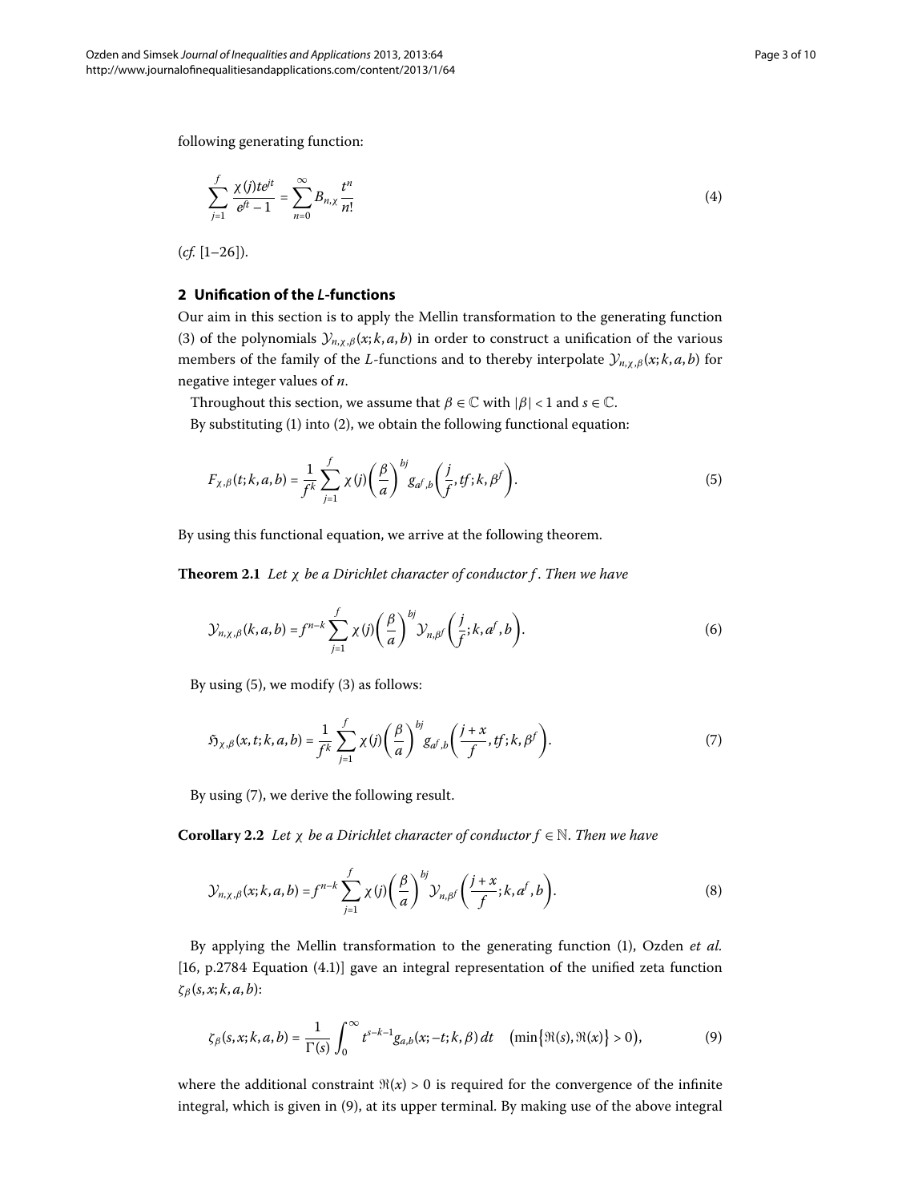following generating function:

$$\sum_{j=1}^{f} \frac{\chi(j) t e^{jt}}{e^{ft}-1} = \sum_{n=0}^{\infty} B_{n,\chi} \frac{t^n}{n!} \tag{4}$$

(*cf.* [1–26]).

## 2 Unification of the *L*-functions

Our aim in this section is to apply the Mellin transformation to the generating function (3) of the polynomials $\mathcal{Y}_{n,\chi,\beta}(x;k,a,b)$ in order to construct a unification of the various members of the family of the *L*-functions and to thereby interpolate $\mathcal{Y}_{n,\chi,\beta}(x;k,a,b)$ for negative integer values of $n$.

Throughout this section, we assume that $\beta \in \mathbb{C}$ with $|\beta| < 1$ and $s \in \mathbb{C}$.

By substituting (1) into (2), we obtain the following functional equation:

$$F_{\chi,\beta}(t;k,a,b) = \frac{1}{f^k} \sum_{j=1}^{f} \chi(j) \left(\frac{\beta}{a}\right)^{bj} g_{a^f,b}\left(\frac{j}{f}, tf; k, \beta^f\right). \tag{5}$$

By using this functional equation, we arrive at the following theorem.

**Theorem 2.1** *Let $\chi$ be a Dirichlet character of conductor $f$. Then we have*

$$\mathcal{Y}_{n,\chi,\beta}(k,a,b) = f^{n-k} \sum_{j=1}^{f} \chi(j) \left(\frac{\beta}{a}\right)^{bj} \mathcal{Y}_{n,\beta^f}\left(\frac{j}{f}; k, a^f, b\right). \tag{6}$$

By using (5), we modify (3) as follows:

$$\mathfrak{H}_{\chi,\beta}(x,t;k,a,b) = \frac{1}{f^k} \sum_{j=1}^{f} \chi(j) \left(\frac{\beta}{a}\right)^{bj} g_{a^f,b}\left(\frac{j+x}{f}, tf; k, \beta^f\right). \tag{7}$$

By using (7), we derive the following result.

**Corollary 2.2** *Let $\chi$ be a Dirichlet character of conductor $f \in \mathbb{N}$. Then we have*

$$\mathcal{Y}_{n,\chi,\beta}(x;k,a,b) = f^{n-k} \sum_{j=1}^{f} \chi(j) \left(\frac{\beta}{a}\right)^{bj} \mathcal{Y}_{n,\beta^f}\left(\frac{j+x}{f}; k, a^f, b\right). \tag{8}$$

By applying the Mellin transformation to the generating function (1), Ozden *et al.* [16, p.2784 Equation (4.1)] gave an integral representation of the unified zeta function $\zeta_\beta(s,x;k,a,b)$:

$$\zeta_\beta(s,x;k,a,b) = \frac{1}{\Gamma(s)} \int_0^\infty t^{s-k-1} g_{a,b}(x;-t;k,\beta)\, dt \quad \left(\min\{\Re(s), \Re(x)\} > 0\right), \tag{9}$$

where the additional constraint $\Re(x) > 0$ is required for the convergence of the infinite integral, which is given in (9), at its upper terminal. By making use of the above integral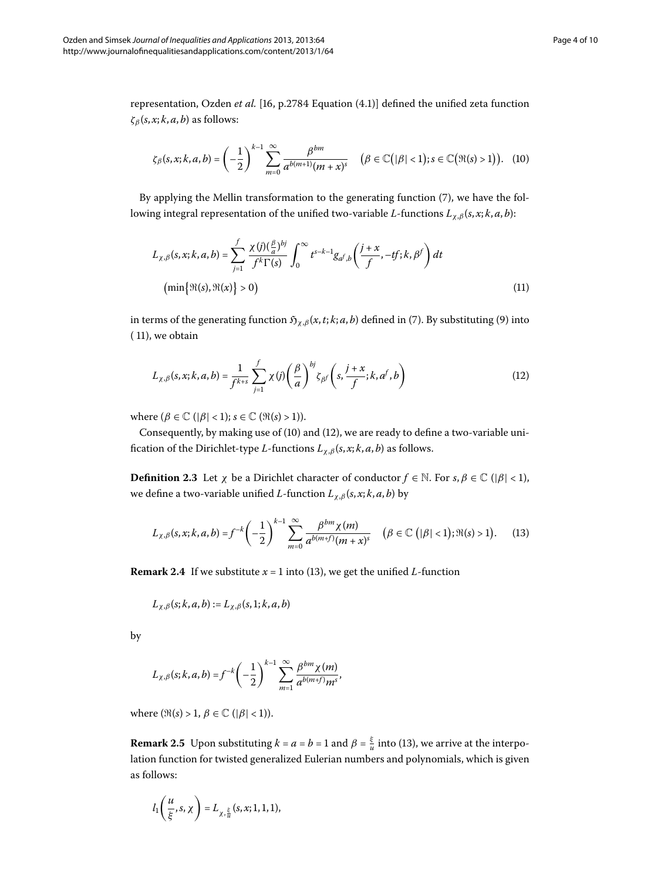representation, Ozden *et al.* [16, p.2784 Equation (4.1)] defined the unified zeta function $\zeta_\beta(s,x;k,a,b)$ as follows:

$$\zeta_\beta(s,x;k,a,b) = \left(-\frac{1}{2}\right)^{k-1}\sum_{m=0}^{\infty}\frac{\beta^{bm}}{a^{b(m+1)}(m+x)^s} \quad \bigl(\beta\in\mathbb{C}\bigl(|\beta|<1\bigr); s\in\mathbb{C}\bigl(\Re(s)>1\bigr)\bigr). \quad (10)$$

By applying the Mellin transformation to the generating function (7), we have the following integral representation of the unified two-variable $L$-functions $L_{\chi,\beta}(s,x;k,a,b)$:

$$L_{\chi,\beta}(s,x;k,a,b) = \sum_{j=1}^{f}\frac{\chi(j)(\frac{\beta}{a})^{bj}}{f^k\Gamma(s)}\int_0^\infty t^{s-k-1}g_{a^f,b}\left(\frac{j+x}{f},-tf;k,\beta^f\right)dt$$
$$\bigl(\min\bigl\{\Re(s),\Re(x)\bigr\}>0\bigr) \quad (11)$$

in terms of the generating function $\mathfrak{H}_{\chi,\beta}(x,t;k;a,b)$ defined in (7). By substituting (9) into (11), we obtain

$$L_{\chi,\beta}(s,x;k,a,b) = \frac{1}{f^{k+s}}\sum_{j=1}^{f}\chi(j)\left(\frac{\beta}{a}\right)^{bj}\zeta_{\beta^f}\left(s,\frac{j+x}{f};k,a^f,b\right) \quad (12)$$

where $(\beta\in\mathbb{C}\ (|\beta|<1); s\in\mathbb{C}\ (\Re(s)>1))$.

Consequently, by making use of (10) and (12), we are ready to define a two-variable unification of the Dirichlet-type $L$-functions $L_{\chi,\beta}(s,x;k,a,b)$ as follows.

**Definition 2.3** Let $\chi$ be a Dirichlet character of conductor $f\in\mathbb{N}$. For $s,\beta\in\mathbb{C}\ (|\beta|<1)$, we define a two-variable unified $L$-function $L_{\chi,\beta}(s,x;k,a,b)$ by

$$L_{\chi,\beta}(s,x;k,a,b) = f^{-k}\left(-\frac{1}{2}\right)^{k-1}\sum_{m=0}^{\infty}\frac{\beta^{bm}\chi(m)}{a^{b(m+f)}(m+x)^s} \quad \bigl(\beta\in\mathbb{C}\ \bigl(|\beta|<1\bigr); \Re(s)>1\bigr). \quad (13)$$

**Remark 2.4** If we substitute $x=1$ into (13), we get the unified $L$-function

$$L_{\chi,\beta}(s;k,a,b) := L_{\chi,\beta}(s,1;k,a,b)$$

by

$$L_{\chi,\beta}(s;k,a,b) = f^{-k}\left(-\frac{1}{2}\right)^{k-1}\sum_{m=1}^{\infty}\frac{\beta^{bm}\chi(m)}{a^{b(m+f)}m^s},$$

where $(\Re(s)>1,\ \beta\in\mathbb{C}\ (|\beta|<1))$.

**Remark 2.5** Upon substituting $k=a=b=1$ and $\beta=\frac{\xi}{u}$ into (13), we arrive at the interpolation function for twisted generalized Eulerian numbers and polynomials, which is given as follows:

$$l_1\left(\frac{u}{\xi},s,\chi\right) = L_{\chi,\frac{\xi}{u}}(s,x;1,1,1),$$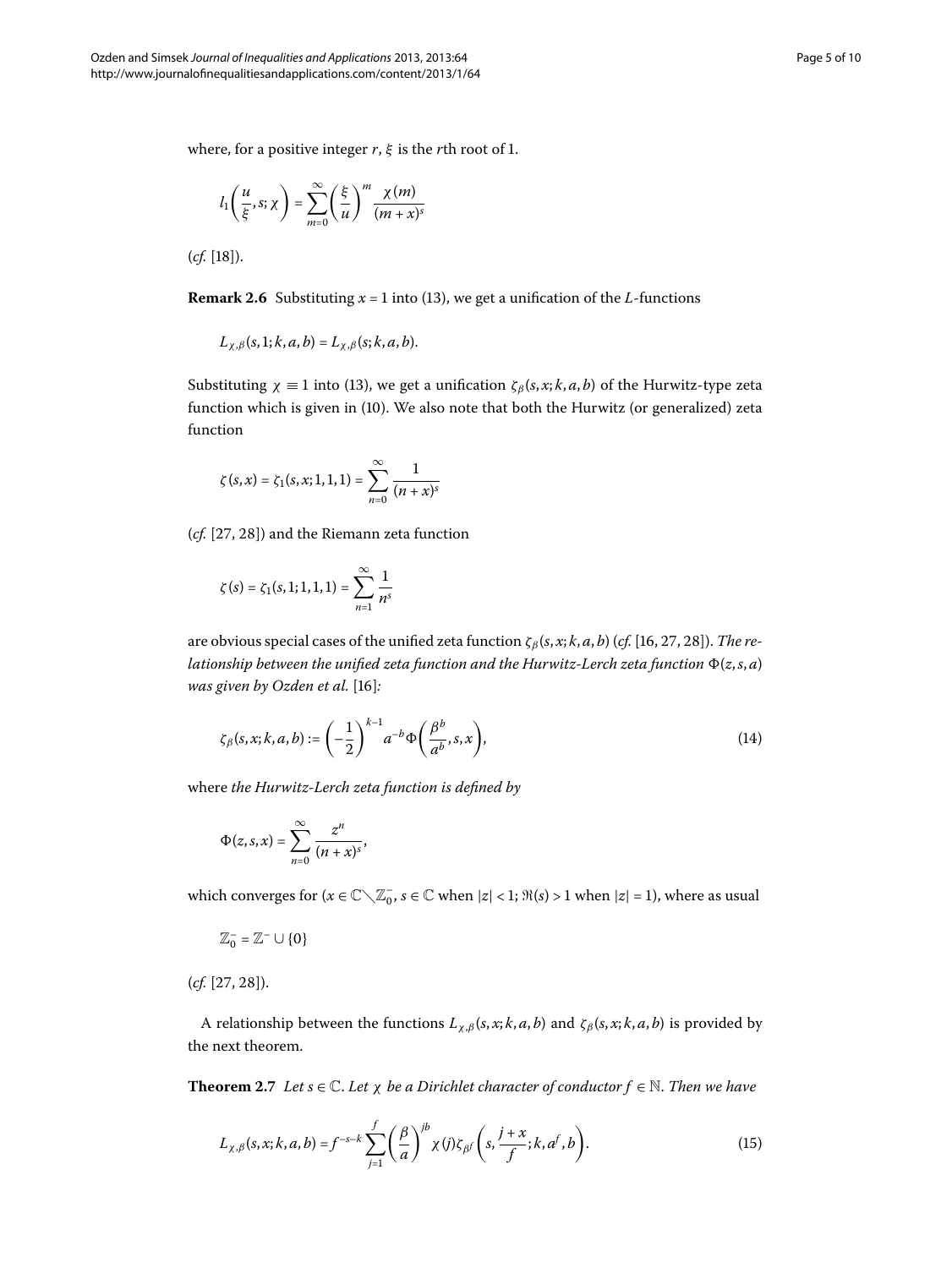where, for a positive integer $r$, $\xi$ is the $r$th root of 1.

$$l_1\left(\frac{u}{\xi}, s; \chi\right) = \sum_{m=0}^{\infty} \left(\frac{\xi}{u}\right)^m \frac{\chi(m)}{(m+x)^s}$$

(*cf.* [18]).

**Remark 2.6** Substituting $x = 1$ into (13), we get a unification of the $L$-functions

$$L_{\chi,\beta}(s, 1; k, a, b) = L_{\chi,\beta}(s; k, a, b).$$

Substituting $\chi \equiv 1$ into (13), we get a unification $\zeta_\beta(s, x; k, a, b)$ of the Hurwitz-type zeta function which is given in (10). We also note that both the Hurwitz (or generalized) zeta function

$$\zeta(s, x) = \zeta_1(s, x; 1, 1, 1) = \sum_{n=0}^{\infty} \frac{1}{(n+x)^s}$$

(*cf.* [27, 28]) and the Riemann zeta function

$$\zeta(s) = \zeta_1(s, 1; 1, 1, 1) = \sum_{n=1}^{\infty} \frac{1}{n^s}$$

are obvious special cases of the unified zeta function $\zeta_\beta(s, x; k, a, b)$ (*cf.* [16, 27, 28]). *The relationship between the unified zeta function and the Hurwitz-Lerch zeta function* $\Phi(z, s, a)$ *was given by Ozden et al.* [16]*:*

$$\zeta_\beta(s, x; k, a, b) := \left(-\frac{1}{2}\right)^{k-1} a^{-b} \Phi\left(\frac{\beta^b}{a^b}, s, x\right), \tag{14}$$

where *the Hurwitz-Lerch zeta function is defined by*

$$\Phi(z, s, x) = \sum_{n=0}^{\infty} \frac{z^n}{(n+x)^s},$$

which converges for ($x \in \mathbb{C} \setminus \mathbb{Z}_0^-$, $s \in \mathbb{C}$ when $|z| < 1$; $\Re(s) > 1$ when $|z| = 1$), where as usual

$$\mathbb{Z}_0^- = \mathbb{Z}^- \cup \{0\}$$

(*cf.* [27, 28]).

A relationship between the functions $L_{\chi,\beta}(s, x; k, a, b)$ and $\zeta_\beta(s, x; k, a, b)$ is provided by the next theorem.

**Theorem 2.7** *Let* $s \in \mathbb{C}$. *Let* $\chi$ *be a Dirichlet character of conductor* $f \in \mathbb{N}$. *Then we have*

$$L_{\chi,\beta}(s, x; k, a, b) = f^{-s-k} \sum_{j=1}^{f} \left(\frac{\beta}{a}\right)^{jb} \chi(j) \zeta_{\beta^f}\left(s, \frac{j+x}{f}; k, a^f, b\right). \tag{15}$$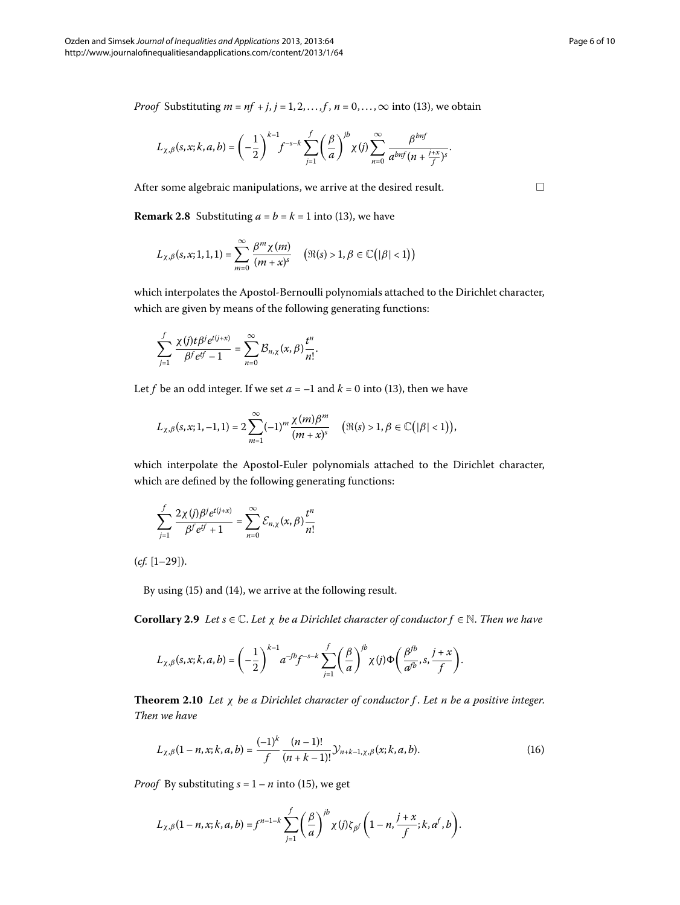*Proof* Substituting $m = nf + j$, $j = 1, 2, \ldots, f$, $n = 0, \ldots, \infty$ into (13), we obtain

$$L_{\chi,\beta}(s,x;k,a,b) = \left(-\frac{1}{2}\right)^{k-1} f^{-s-k} \sum_{j=1}^{f} \left(\frac{\beta}{a}\right)^{jb} \chi(j) \sum_{n=0}^{\infty} \frac{\beta^{bnf}}{a^{bnf}(n+\frac{j+x}{f})^s}.$$

After some algebraic manipulations, we arrive at the desired result. □

**Remark 2.8** Substituting $a = b = k = 1$ into (13), we have

$$L_{\chi,\beta}(s,x;1,1,1) = \sum_{m=0}^{\infty} \frac{\beta^m \chi(m)}{(m+x)^s} \quad \left(\Re(s) > 1, \beta \in \mathbb{C}\left(|\beta| < 1\right)\right)$$

which interpolates the Apostol-Bernoulli polynomials attached to the Dirichlet character, which are given by means of the following generating functions:

$$\sum_{j=1}^{f} \frac{\chi(j) t \beta^j e^{t(j+x)}}{\beta^f e^{tf} - 1} = \sum_{n=0}^{\infty} \mathcal{B}_{n,\chi}(x,\beta) \frac{t^n}{n!}.$$

Let $f$ be an odd integer. If we set $a = -1$ and $k = 0$ into (13), then we have

$$L_{\chi,\beta}(s,x;1,-1,1) = 2\sum_{m=1}^{\infty} (-1)^m \frac{\chi(m)\beta^m}{(m+x)^s} \quad \left(\Re(s) > 1, \beta \in \mathbb{C}\left(|\beta| < 1\right)\right),$$

which interpolate the Apostol-Euler polynomials attached to the Dirichlet character, which are defined by the following generating functions:

$$\sum_{j=1}^{f} \frac{2\chi(j)\beta^j e^{t(j+x)}}{\beta^f e^{tf} + 1} = \sum_{n=0}^{\infty} \mathcal{E}_{n,\chi}(x,\beta) \frac{t^n}{n!}$$

(*cf.* [1–29]).

By using (15) and (14), we arrive at the following result.

**Corollary 2.9** *Let $s \in \mathbb{C}$. Let $\chi$ be a Dirichlet character of conductor $f \in \mathbb{N}$. Then we have*

$$L_{\chi,\beta}(s,x;k,a,b) = \left(-\frac{1}{2}\right)^{k-1} a^{-fb} f^{-s-k} \sum_{j=1}^{f} \left(\frac{\beta}{a}\right)^{jb} \chi(j) \Phi\left(\frac{\beta^{fb}}{a^{fb}}, s, \frac{j+x}{f}\right).$$

**Theorem 2.10** *Let $\chi$ be a Dirichlet character of conductor $f$. Let $n$ be a positive integer. Then we have*

$$L_{\chi,\beta}(1-n,x;k,a,b) = \frac{(-1)^k}{f} \frac{(n-1)!}{(n+k-1)!} \mathcal{Y}_{n+k-1,\chi,\beta}(x;k,a,b). \tag{16}$$

*Proof* By substituting $s = 1 - n$ into (15), we get

$$L_{\chi,\beta}(1-n,x;k,a,b) = f^{n-1-k} \sum_{j=1}^{f} \left(\frac{\beta}{a}\right)^{jb} \chi(j) \zeta_{\beta^f}\left(1-n, \frac{j+x}{f}; k, a^f, b\right).$$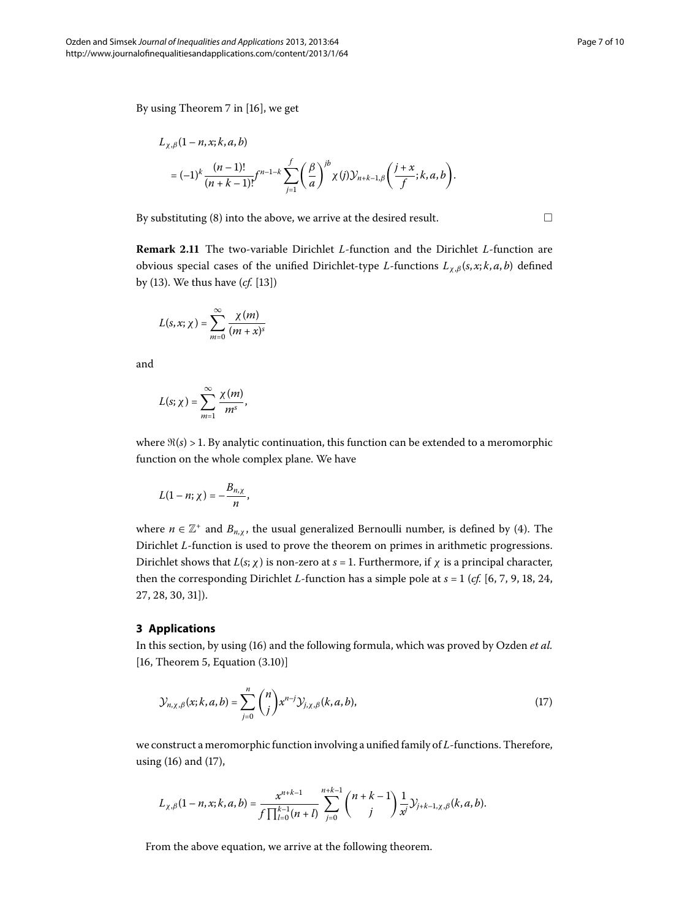By using Theorem 7 in [16], we get

$$
\begin{aligned}
&L_{\chi,\beta}(1-n,x;k,a,b) \\
&\quad = (-1)^k \frac{(n-1)!}{(n+k-1)!} f^{n-1-k} \sum_{j=1}^{f} \left(\frac{\beta}{a}\right)^{jb} \chi(j) \mathcal{Y}_{n+k-1,\beta}\left(\frac{j+x}{f};k,a,b\right).
\end{aligned}
$$

By substituting (8) into the above, we arrive at the desired result. □

**Remark 2.11** The two-variable Dirichlet $L$-function and the Dirichlet $L$-function are obvious special cases of the unified Dirichlet-type $L$-functions $L_{\chi,\beta}(s,x;k,a,b)$ defined by (13). We thus have (*cf.* [13])

$$
L(s,x;\chi) = \sum_{m=0}^{\infty} \frac{\chi(m)}{(m+x)^s}
$$

and

$$
L(s;\chi) = \sum_{m=1}^{\infty} \frac{\chi(m)}{m^s},
$$

where $\Re(s) > 1$. By analytic continuation, this function can be extended to a meromorphic function on the whole complex plane. We have

$$
L(1-n;\chi) = -\frac{B_{n,\chi}}{n},
$$

where $n \in \mathbb{Z}^+$ and $B_{n,\chi}$, the usual generalized Bernoulli number, is defined by (4). The Dirichlet $L$-function is used to prove the theorem on primes in arithmetic progressions. Dirichlet shows that $L(s;\chi)$ is non-zero at $s=1$. Furthermore, if $\chi$ is a principal character, then the corresponding Dirichlet $L$-function has a simple pole at $s=1$ (*cf.* [6, 7, 9, 18, 24, 27, 28, 30, 31]).

## 3 Applications

In this section, by using (16) and the following formula, which was proved by Ozden *et al.* [16, Theorem 5, Equation (3.10)]

$$
\mathcal{Y}_{n,\chi,\beta}(x;k,a,b) = \sum_{j=0}^{n} \binom{n}{j} x^{n-j} \mathcal{Y}_{j,\chi,\beta}(k,a,b), \tag{17}
$$

we construct a meromorphic function involving a unified family of $L$-functions. Therefore, using (16) and (17),

$$
L_{\chi,\beta}(1-n,x;k,a,b) = \frac{x^{n+k-1}}{f\prod_{l=0}^{k-1}(n+l)} \sum_{j=0}^{n+k-1} \binom{n+k-1}{j} \frac{1}{x^j} \mathcal{Y}_{j+k-1,\chi,\beta}(k,a,b).
$$

From the above equation, we arrive at the following theorem.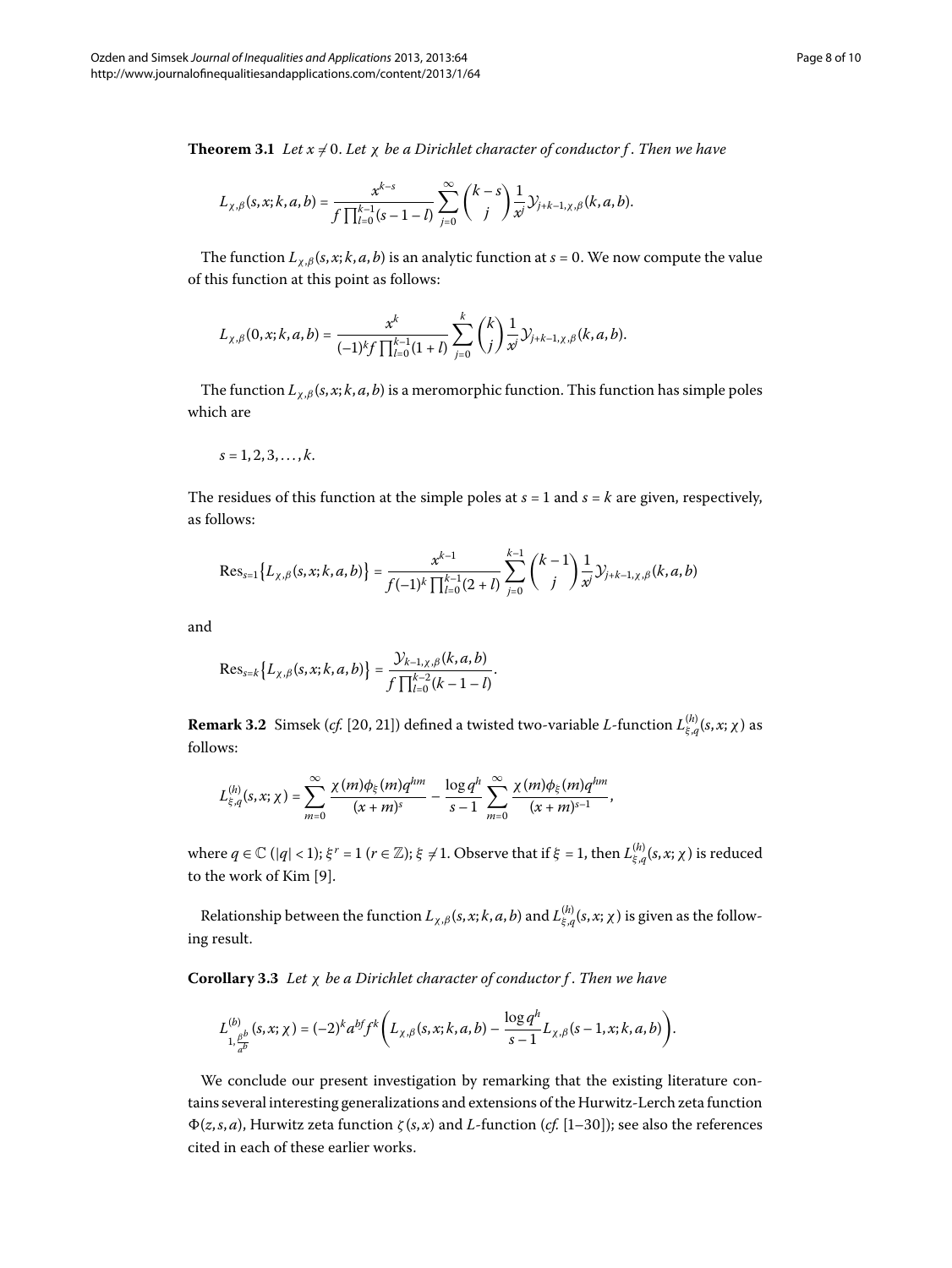**Theorem 3.1** *Let $x \neq 0$. Let $\chi$ be a Dirichlet character of conductor $f$. Then we have*

$$L_{\chi,\beta}(s,x;k,a,b) = \frac{x^{k-s}}{f\prod_{l=0}^{k-1}(s-1-l)} \sum_{j=0}^{\infty} \binom{k-s}{j} \frac{1}{x^j} \mathcal{Y}_{j+k-1,\chi,\beta}(k,a,b).$$

The function $L_{\chi,\beta}(s,x;k,a,b)$ is an analytic function at $s=0$. We now compute the value of this function at this point as follows:

$$L_{\chi,\beta}(0,x;k,a,b) = \frac{x^{k}}{(-1)^k f\prod_{l=0}^{k-1}(1+l)} \sum_{j=0}^{k} \binom{k}{j} \frac{1}{x^j} \mathcal{Y}_{j+k-1,\chi,\beta}(k,a,b).$$

The function $L_{\chi,\beta}(s,x;k,a,b)$ is a meromorphic function. This function has simple poles which are

$$s = 1,2,3,\ldots,k.$$

The residues of this function at the simple poles at $s=1$ and $s=k$ are given, respectively, as follows:

$$\operatorname{Res}_{s=1}\bigl\{L_{\chi,\beta}(s,x;k,a,b)\bigr\} = \frac{x^{k-1}}{f(-1)^k \prod_{l=0}^{k-1}(2+l)} \sum_{j=0}^{k-1} \binom{k-1}{j} \frac{1}{x^j} \mathcal{Y}_{j+k-1,\chi,\beta}(k,a,b)$$

and

$$\operatorname{Res}_{s=k}\bigl\{L_{\chi,\beta}(s,x;k,a,b)\bigr\} = \frac{\mathcal{Y}_{k-1,\chi,\beta}(k,a,b)}{f\prod_{l=0}^{k-2}(k-1-l)}.$$

**Remark 3.2** Simsek (*cf.* [20, 21]) defined a twisted two-variable $L$-function $L^{(h)}_{\xi,q}(s,x;\chi)$ as follows:

$$L^{(h)}_{\xi,q}(s,x;\chi) = \sum_{m=0}^{\infty} \frac{\chi(m)\phi_{\xi}(m)q^{hm}}{(x+m)^s} - \frac{\log q^h}{s-1} \sum_{m=0}^{\infty} \frac{\chi(m)\phi_{\xi}(m)q^{hm}}{(x+m)^{s-1}},$$

where $q \in \mathbb{C}$ ($|q| < 1$); $\xi^r = 1$ ($r \in \mathbb{Z}$); $\xi \neq 1$. Observe that if $\xi = 1$, then $L^{(h)}_{\xi,q}(s,x;\chi)$ is reduced to the work of Kim [9].

Relationship between the function $L_{\chi,\beta}(s,x;k,a,b)$ and $L^{(h)}_{\xi,q}(s,x;\chi)$ is given as the following result.

**Corollary 3.3** *Let $\chi$ be a Dirichlet character of conductor $f$. Then we have*

$$L^{(b)}_{1,\frac{\beta^b}{a^b}}(s,x;\chi) = (-2)^k a^{bf} f^k \left( L_{\chi,\beta}(s,x;k,a,b) - \frac{\log q^h}{s-1} L_{\chi,\beta}(s-1,x;k,a,b) \right).$$

We conclude our present investigation by remarking that the existing literature contains several interesting generalizations and extensions of the Hurwitz-Lerch zeta function $\Phi(z,s,a)$, Hurwitz zeta function $\zeta(s,x)$ and $L$-function (*cf.* [1–30]); see also the references cited in each of these earlier works.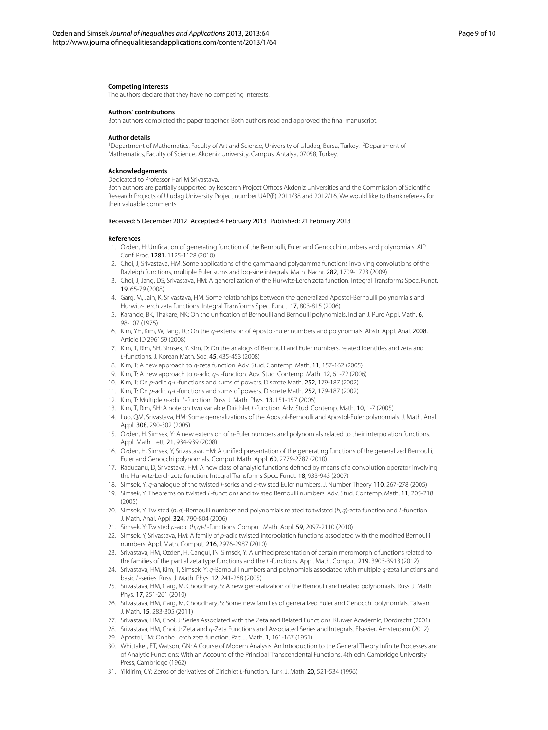#### Competing interests

The authors declare that they have no competing interests.

#### Authors' contributions

Both authors completed the paper together. Both authors read and approved the final manuscript.

#### Author details

[1]Department of Mathematics, Faculty of Art and Science, University of Uludag, Bursa, Turkey. [2]Department of Mathematics, Faculty of Science, Akdeniz University, Campus, Antalya, 07058, Turkey.

#### Acknowledgements

Dedicated to Professor Hari M Srivastava.

Both authors are partially supported by Research Project Offices Akdeniz Universities and the Commission of Scientific Research Projects of Uludag University Project number UAP(F) 2011/38 and 2012/16. We would like to thank referees for their valuable comments.

Received: 5 December 2012 Accepted: 4 February 2013 Published: 21 February 2013

#### References

1. Ozden, H: Unification of generating function of the Bernoulli, Euler and Genocchi numbers and polynomials. AIP Conf. Proc. **1281**, 1125-1128 (2010)
2. Choi, J, Srivastava, HM: Some applications of the gamma and polygamma functions involving convolutions of the Rayleigh functions, multiple Euler sums and log-sine integrals. Math. Nachr. **282**, 1709-1723 (2009)
3. Choi, J, Jang, DS, Srivastava, HM: A generalization of the Hurwitz-Lerch zeta function. Integral Transforms Spec. Funct. **19**, 65-79 (2008)
4. Garg, M, Jain, K, Srivastava, HM: Some relationships between the generalized Apostol-Bernoulli polynomials and Hurwitz-Lerch zeta functions. Integral Transforms Spec. Funct. **17**, 803-815 (2006)
5. Karande, BK, Thakare, NK: On the unification of Bernoulli and Bernoulli polynomials. Indian J. Pure Appl. Math. **6**, 98-107 (1975)
6. Kim, YH, Kim, W, Jang, LC: On the $q$-extension of Apostol-Euler numbers and polynomials. Abstr. Appl. Anal. **2008**, Article ID 296159 (2008)
7. Kim, T, Rim, SH, Simsek, Y, Kim, D: On the analogs of Bernoulli and Euler numbers, related identities and zeta and $L$-functions. J. Korean Math. Soc. **45**, 435-453 (2008)
8. Kim, T: A new approach to $q$-zeta function. Adv. Stud. Contemp. Math. **11**, 157-162 (2005)
9. Kim, T: A new approach to $p$-adic $q$-$L$-function. Adv. Stud. Contemp. Math. **12**, 61-72 (2006)
10. Kim, T: On $p$-adic $q$-$L$-functions and sums of powers. Discrete Math. **252**, 179-187 (2002)
11. Kim, T: On $p$-adic $q$-$L$-functions and sums of powers. Discrete Math. **252**, 179-187 (2002)
12. Kim, T: Multiple $p$-adic $L$-function. Russ. J. Math. Phys. **13**, 151-157 (2006)
13. Kim, T, Rim, SH: A note on two variable Dirichlet $L$-function. Adv. Stud. Contemp. Math. **10**, 1-7 (2005)
14. Luo, QM, Srivastava, HM: Some generalizations of the Apostol-Bernoulli and Apostol-Euler polynomials. J. Math. Anal. Appl. **308**, 290-302 (2005)
15. Ozden, H, Simsek, Y: A new extension of $q$-Euler numbers and polynomials related to their interpolation functions. Appl. Math. Lett. **21**, 934-939 (2008)
16. Ozden, H, Simsek, Y, Srivastava, HM: A unified presentation of the generating functions of the generalized Bernoulli, Euler and Genocchi polynomials. Comput. Math. Appl. **60**, 2779-2787 (2010)
17. Răducanu, D, Srivastava, HM: A new class of analytic functions defined by means of a convolution operator involving the Hurwitz-Lerch zeta function. Integral Transforms Spec. Funct. **18**, 933-943 (2007)
18. Simsek, Y: $q$-analogue of the twisted $l$-series and $q$-twisted Euler numbers. J. Number Theory **110**, 267-278 (2005)
19. Simsek, Y: Theorems on twisted $L$-functions and twisted Bernoulli numbers. Adv. Stud. Contemp. Math. **11**, 205-218 (2005)
20. Simsek, Y: Twisted $(h,q)$-Bernoulli numbers and polynomials related to twisted $(h,q)$-zeta function and $L$-function. J. Math. Anal. Appl. **324**, 790-804 (2006)
21. Simsek, Y: Twisted $p$-adic $(h,q)$-$L$-functions. Comput. Math. Appl. **59**, 2097-2110 (2010)
22. Simsek, Y, Srivastava, HM: A family of $p$-adic twisted interpolation functions associated with the modified Bernoulli numbers. Appl. Math. Comput. **216**, 2976-2987 (2010)
23. Srivastava, HM, Ozden, H, Cangul, IN, Simsek, Y: A unified presentation of certain meromorphic functions related to the families of the partial zeta type functions and the $L$-functions. Appl. Math. Comput. **219**, 3903-3913 (2012)
24. Srivastava, HM, Kim, T, Simsek, Y: $q$-Bernoulli numbers and polynomials associated with multiple $q$-zeta functions and basic $L$-series. Russ. J. Math. Phys. **12**, 241-268 (2005)
25. Srivastava, HM, Garg, M, Choudhary, S: A new generalization of the Bernoulli and related polynomials. Russ. J. Math. Phys. **17**, 251-261 (2010)
26. Srivastava, HM, Garg, M, Choudhary, S: Some new families of generalized Euler and Genocchi polynomials. Taiwan. J. Math. **15**, 283-305 (2011)
27. Srivastava, HM, Choi, J: Series Associated with the Zeta and Related Functions. Kluwer Academic, Dordrecht (2001)
28. Srivastava, HM, Choi, J: Zeta and $q$-Zeta Functions and Associated Series and Integrals. Elsevier, Amsterdam (2012)
29. Apostol, TM: On the Lerch zeta function. Pac. J. Math. **1**, 161-167 (1951)
30. Whittaker, ET, Watson, GN: A Course of Modern Analysis. An Introduction to the General Theory Infinite Processes and of Analytic Functions: With an Account of the Principal Transcendental Functions, 4th edn. Cambridge University Press, Cambridge (1962)
31. Yildirim, CY: Zeros of derivatives of Dirichlet $L$-function. Turk. J. Math. **20**, 521-534 (1996)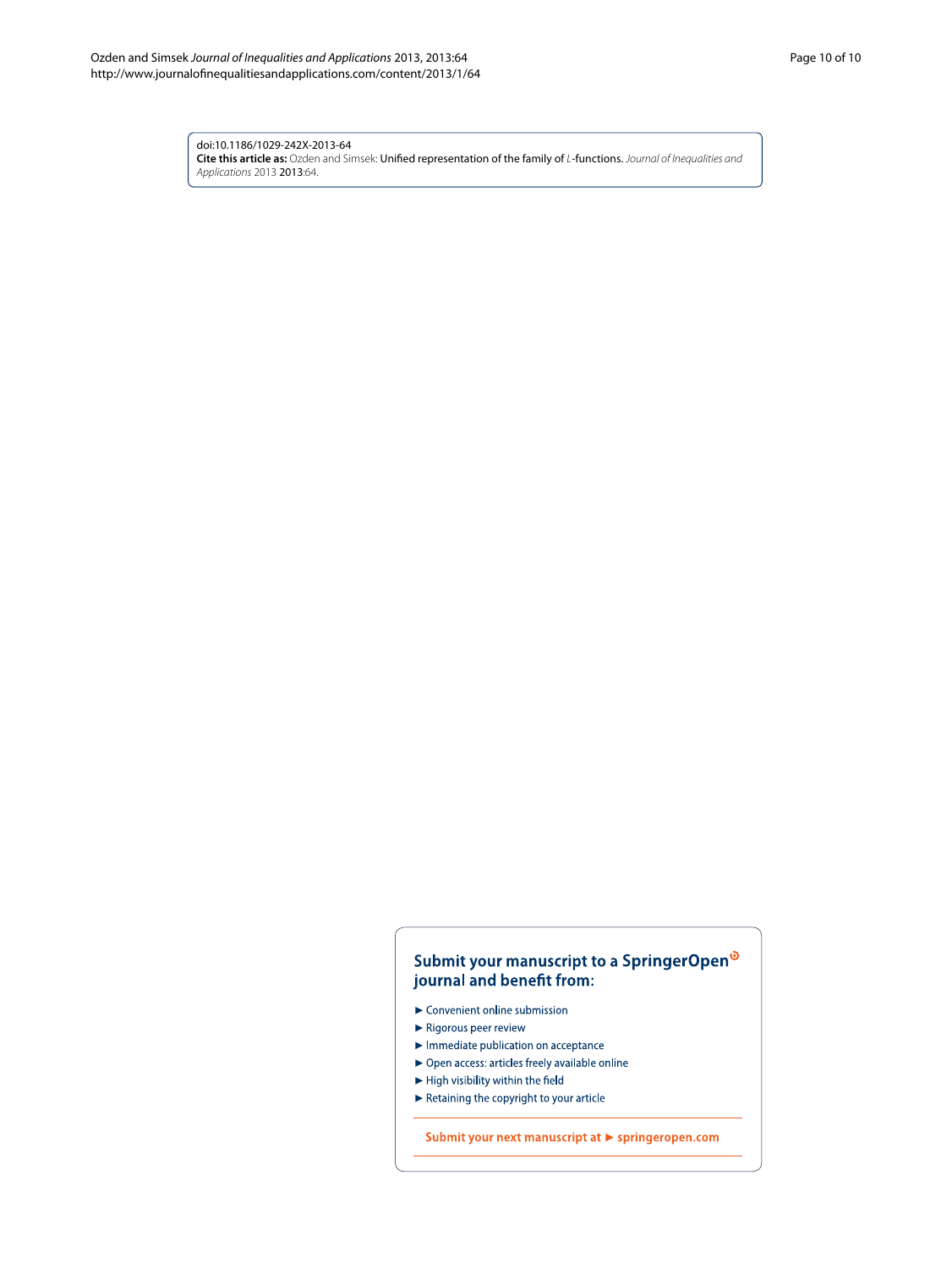doi:10.1186/1029-242X-2013-64

**Cite this article as:** Ozden and Simsek: Unified representation of the family of *L*-functions. *Journal of Inequalities and Applications* 2013 **2013**:64.

**Submit your manuscript to a SpringerOpen journal and benefit from:**

- ► Convenient online submission
- ► Rigorous peer review
- ► Immediate publication on acceptance
- ► Open access: articles freely available online
- ► High visibility within the field
- ► Retaining the copyright to your article

**Submit your next manuscript at ► springeropen.com**